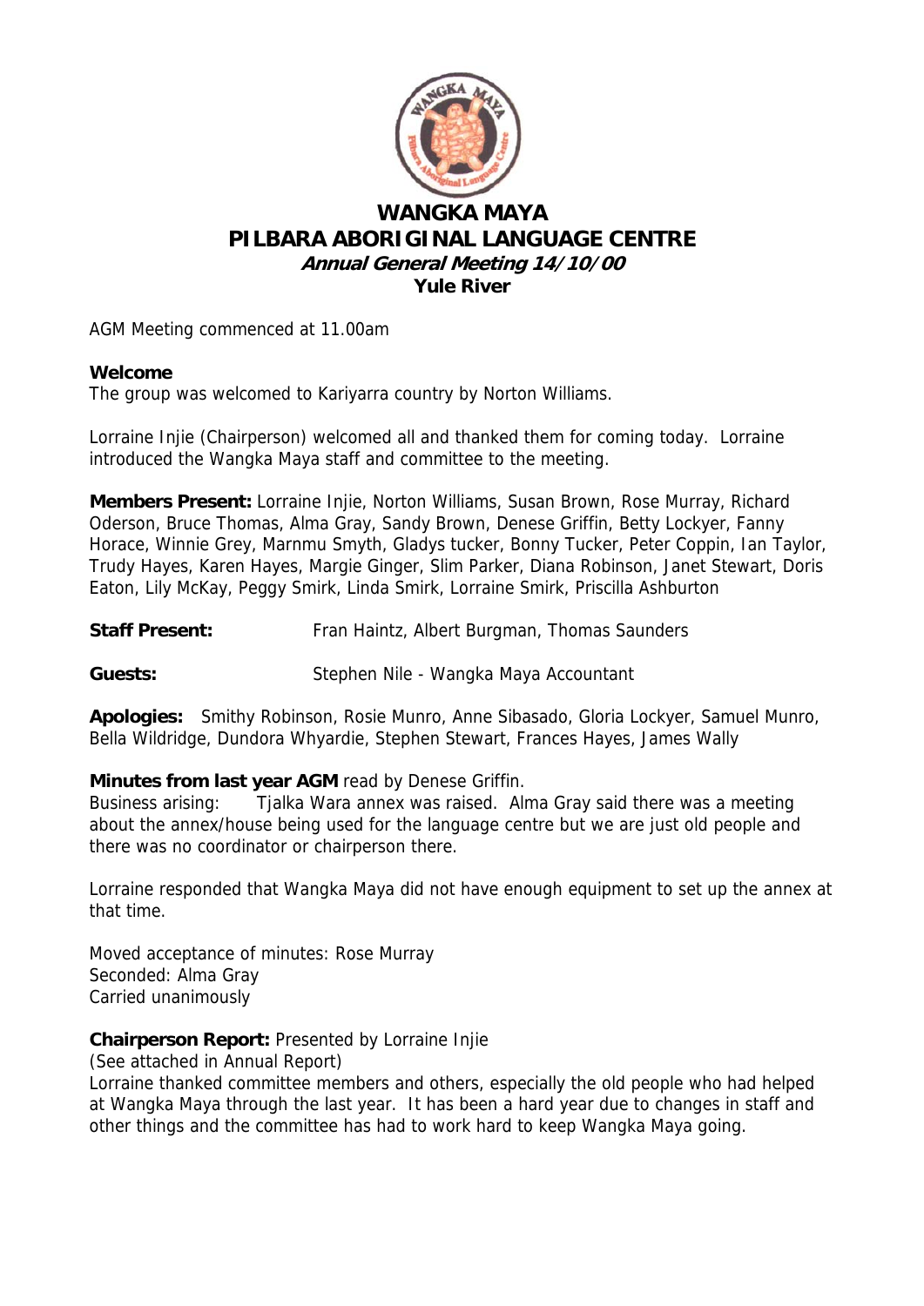# WANGKA MAYA
# PILBARA ABORIGINAL LANGUAGE CENTRE
### *Annual General Meeting 14/10/00*
### Yule River

AGM Meeting commenced at 11.00am

**Welcome**
The group was welcomed to Kariyarra country by Norton Williams.

Lorraine Injie (Chairperson) welcomed all and thanked them for coming today. Lorraine introduced the Wangka Maya staff and committee to the meeting.

**Members Present:** Lorraine Injie, Norton Williams, Susan Brown, Rose Murray, Richard Oderson, Bruce Thomas, Alma Gray, Sandy Brown, Denese Griffin, Betty Lockyer, Fanny Horace, Winnie Grey, Marnmu Smyth, Gladys tucker, Bonny Tucker, Peter Coppin, Ian Taylor, Trudy Hayes, Karen Hayes, Margie Ginger, Slim Parker, Diana Robinson, Janet Stewart, Doris Eaton, Lily McKay, Peggy Smirk, Linda Smirk, Lorraine Smirk, Priscilla Ashburton

**Staff Present:** Fran Haintz, Albert Burgman, Thomas Saunders

**Guests:** Stephen Nile - Wangka Maya Accountant

**Apologies:** Smithy Robinson, Rosie Munro, Anne Sibasado, Gloria Lockyer, Samuel Munro, Bella Wildridge, Dundora Whyardie, Stephen Stewart, Frances Hayes, James Wally

**Minutes from last year AGM** read by Denese Griffin.
Business arising: Tjalka Wara annex was raised. Alma Gray said there was a meeting about the annex/house being used for the language centre but we are just old people and there was no coordinator or chairperson there.

Lorraine responded that Wangka Maya did not have enough equipment to set up the annex at that time.

Moved acceptance of minutes: Rose Murray
Seconded: Alma Gray
Carried unanimously

**Chairperson Report:** Presented by Lorraine Injie
(See attached in Annual Report)
Lorraine thanked committee members and others, especially the old people who had helped at Wangka Maya through the last year. It has been a hard year due to changes in staff and other things and the committee has had to work hard to keep Wangka Maya going.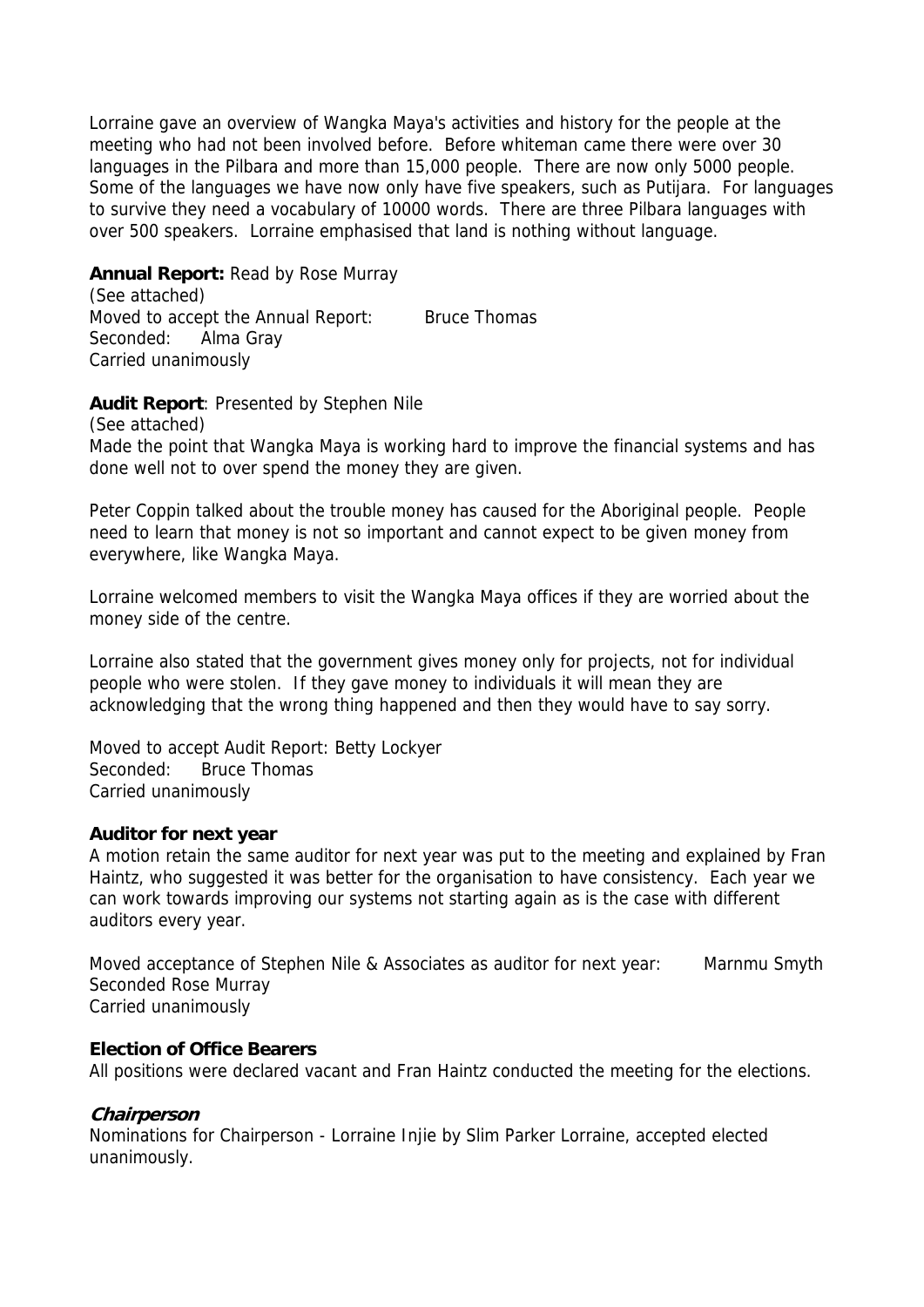Lorraine gave an overview of Wangka Maya's activities and history for the people at the meeting who had not been involved before. Before whiteman came there were over 30 languages in the Pilbara and more than 15,000 people. There are now only 5000 people. Some of the languages we have now only have five speakers, such as Putijara. For languages to survive they need a vocabulary of 10000 words. There are three Pilbara languages with over 500 speakers. Lorraine emphasised that land is nothing without language.

**Annual Report:** Read by Rose Murray
(See attached)
Moved to accept the Annual Report: Bruce Thomas
Seconded: Alma Gray
Carried unanimously

**Audit Report**: Presented by Stephen Nile
(See attached)
Made the point that Wangka Maya is working hard to improve the financial systems and has done well not to over spend the money they are given.

Peter Coppin talked about the trouble money has caused for the Aboriginal people. People need to learn that money is not so important and cannot expect to be given money from everywhere, like Wangka Maya.

Lorraine welcomed members to visit the Wangka Maya offices if they are worried about the money side of the centre.

Lorraine also stated that the government gives money only for projects, not for individual people who were stolen. If they gave money to individuals it will mean they are acknowledging that the wrong thing happened and then they would have to say sorry.

Moved to accept Audit Report: Betty Lockyer
Seconded: Bruce Thomas
Carried unanimously

**Auditor for next year**
A motion retain the same auditor for next year was put to the meeting and explained by Fran Haintz, who suggested it was better for the organisation to have consistency. Each year we can work towards improving our systems not starting again as is the case with different auditors every year.

Moved acceptance of Stephen Nile & Associates as auditor for next year: Marnmu Smyth
Seconded Rose Murray
Carried unanimously

**Election of Office Bearers**
All positions were declared vacant and Fran Haintz conducted the meeting for the elections.

***Chairperson***
Nominations for Chairperson - Lorraine Injie by Slim Parker Lorraine, accepted elected unanimously.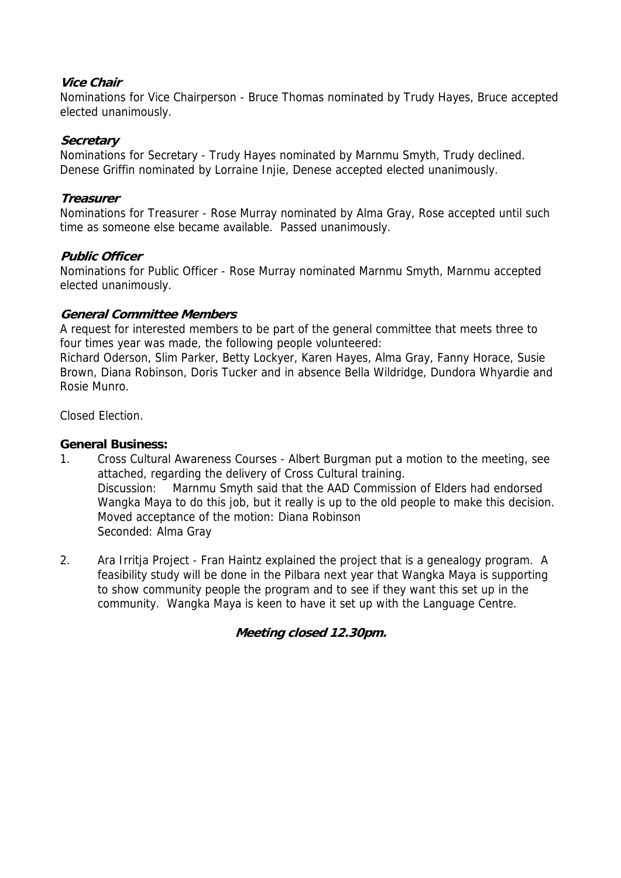### *Vice Chair*

Nominations for Vice Chairperson - Bruce Thomas nominated by Trudy Hayes, Bruce accepted elected unanimously.

### *Secretary*

Nominations for Secretary - Trudy Hayes nominated by Marnmu Smyth, Trudy declined. Denese Griffin nominated by Lorraine Injie, Denese accepted elected unanimously.

### *Treasurer*

Nominations for Treasurer - Rose Murray nominated by Alma Gray, Rose accepted until such time as someone else became available. Passed unanimously.

### *Public Officer*

Nominations for Public Officer - Rose Murray nominated Marnmu Smyth, Marnmu accepted elected unanimously.

### *General Committee Members*

A request for interested members to be part of the general committee that meets three to four times year was made, the following people volunteered:
Richard Oderson, Slim Parker, Betty Lockyer, Karen Hayes, Alma Gray, Fanny Horace, Susie Brown, Diana Robinson, Doris Tucker and in absence Bella Wildridge, Dundora Whyardie and Rosie Munro.

Closed Election.

**General Business:**

1. Cross Cultural Awareness Courses - Albert Burgman put a motion to the meeting, see attached, regarding the delivery of Cross Cultural training.
   Discussion: Marnmu Smyth said that the AAD Commission of Elders had endorsed Wangka Maya to do this job, but it really is up to the old people to make this decision.
   Moved acceptance of the motion: Diana Robinson
   Seconded: Alma Gray

2. Ara Irritja Project - Fran Haintz explained the project that is a genealogy program. A feasibility study will be done in the Pilbara next year that Wangka Maya is supporting to show community people the program and to see if they want this set up in the community. Wangka Maya is keen to have it set up with the Language Centre.

***Meeting closed 12.30pm.***